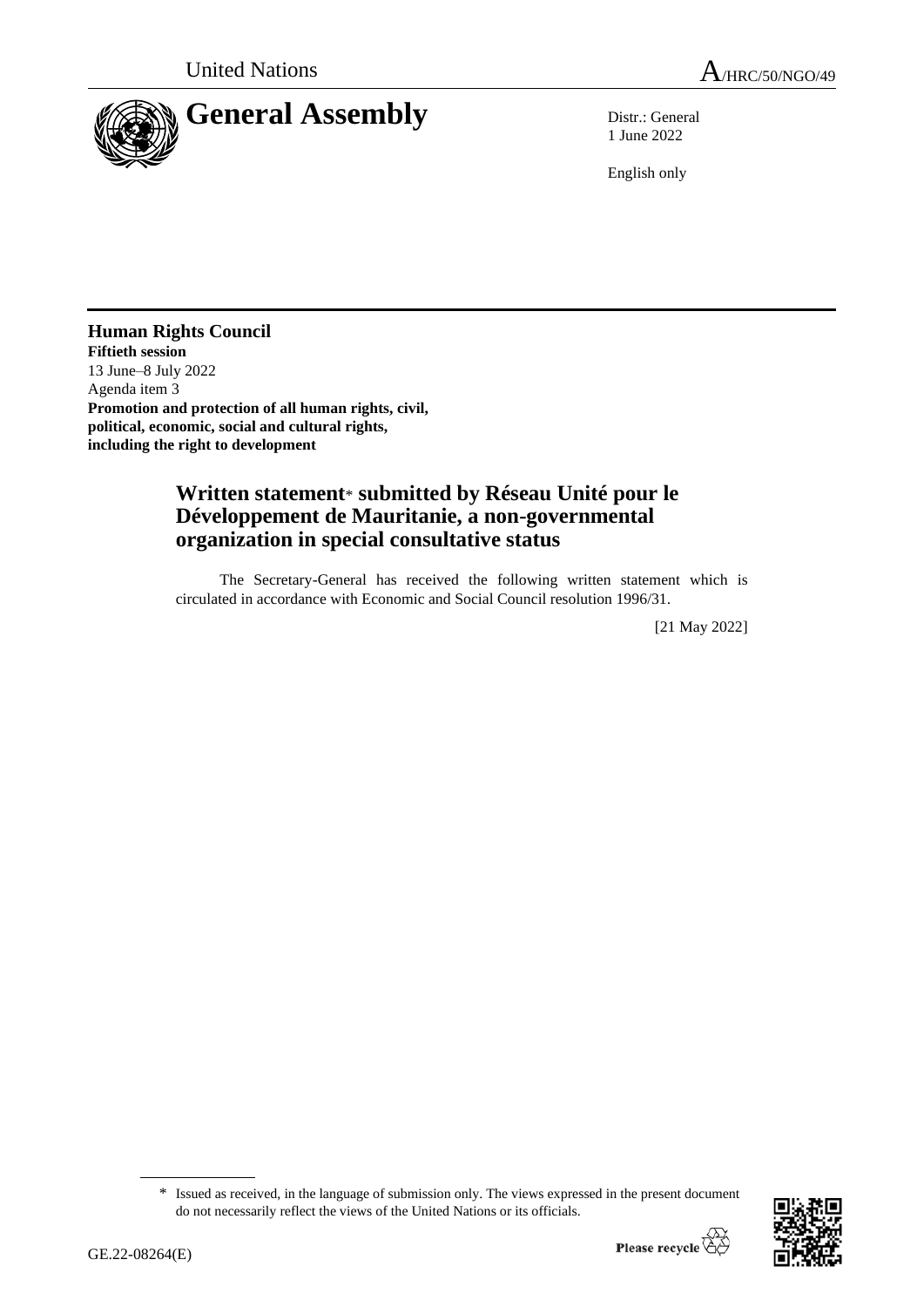United Nations

A/HRC/50/NGO/49

# General Assembly

Distr.: General
1 June 2022

English only

**Human Rights Council**
**Fiftieth session**
13 June–8 July 2022
Agenda item 3
**Promotion and protection of all human rights, civil, political, economic, social and cultural rights, including the right to development**

## Written statement* submitted by Réseau Unité pour le Développement de Mauritanie, a non-governmental organization in special consultative status

The Secretary-General has received the following written statement which is circulated in accordance with Economic and Social Council resolution 1996/31.

[21 May 2022]

\* Issued as received, in the language of submission only. The views expressed in the present document do not necessarily reflect the views of the United Nations or its officials.

GE.22-08264(E)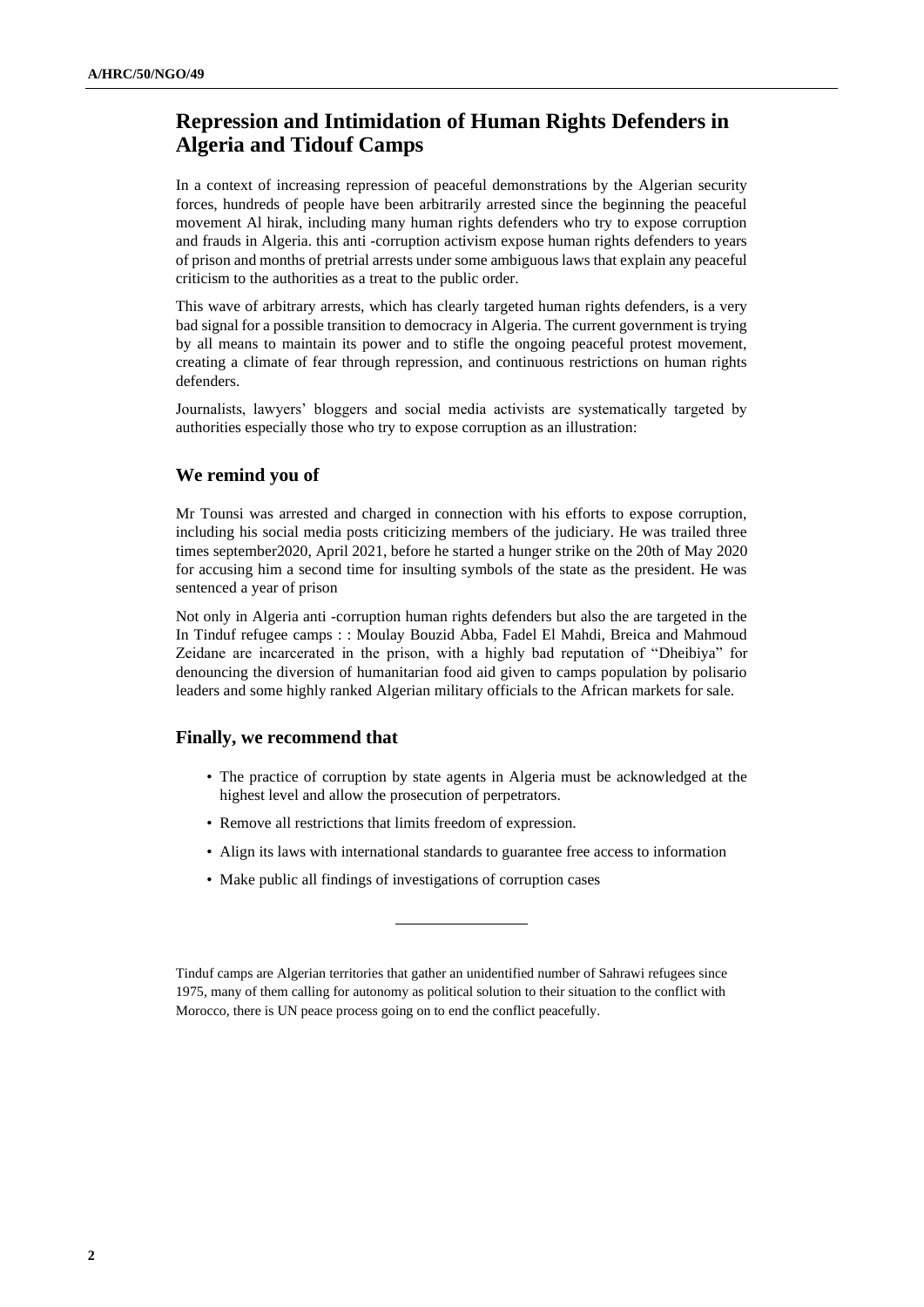# Repression and Intimidation of Human Rights Defenders in Algeria and Tidouf Camps

In a context of increasing repression of peaceful demonstrations by the Algerian security forces, hundreds of people have been arbitrarily arrested since the beginning the peaceful movement Al hirak, including many human rights defenders who try to expose corruption and frauds in Algeria. this anti -corruption activism expose human rights defenders to years of prison and months of pretrial arrests under some ambiguous laws that explain any peaceful criticism to the authorities as a treat to the public order.

This wave of arbitrary arrests, which has clearly targeted human rights defenders, is a very bad signal for a possible transition to democracy in Algeria. The current government is trying by all means to maintain its power and to stifle the ongoing peaceful protest movement, creating a climate of fear through repression, and continuous restrictions on human rights defenders.

Journalists, lawyers' bloggers and social media activists are systematically targeted by authorities especially those who try to expose corruption as an illustration:

## We remind you of

Mr Tounsi was arrested and charged in connection with his efforts to expose corruption, including his social media posts criticizing members of the judiciary. He was trailed three times september2020, April 2021, before he started a hunger strike on the 20th of May 2020 for accusing him a second time for insulting symbols of the state as the president. He was sentenced a year of prison

Not only in Algeria anti -corruption human rights defenders but also the are targeted in the In Tinduf refugee camps : : Moulay Bouzid Abba, Fadel El Mahdi, Breica and Mahmoud Zeidane are incarcerated in the prison, with a highly bad reputation of "Dheibiya" for denouncing the diversion of humanitarian food aid given to camps population by polisario leaders and some highly ranked Algerian military officials to the African markets for sale.

## Finally, we recommend that

- The practice of corruption by state agents in Algeria must be acknowledged at the highest level and allow the prosecution of perpetrators.
- Remove all restrictions that limits freedom of expression.
- Align its laws with international standards to guarantee free access to information
- Make public all findings of investigations of corruption cases

---

Tinduf camps are Algerian territories that gather an unidentified number of Sahrawi refugees since 1975, many of them calling for autonomy as political solution to their situation to the conflict with Morocco, there is UN peace process going on to end the conflict peacefully.